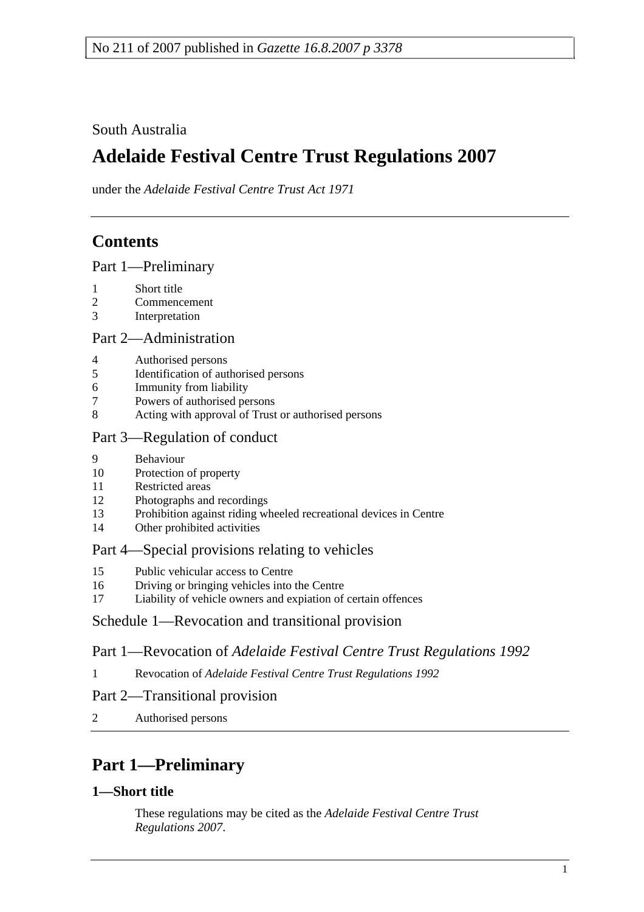No 211 of 2007 published in *Gazette 16.8.2007 p 3378*

South Australia

# Adelaide Festival Centre Trust Regulations 2007

under the *Adelaide Festival Centre Trust Act 1971*

## Contents

Part 1—Preliminary

1 Short title
2 Commencement
3 Interpretation

Part 2—Administration

4 Authorised persons
5 Identification of authorised persons
6 Immunity from liability
7 Powers of authorised persons
8 Acting with approval of Trust or authorised persons

Part 3—Regulation of conduct

9 Behaviour
10 Protection of property
11 Restricted areas
12 Photographs and recordings
13 Prohibition against riding wheeled recreational devices in Centre
14 Other prohibited activities

Part 4—Special provisions relating to vehicles

15 Public vehicular access to Centre
16 Driving or bringing vehicles into the Centre
17 Liability of vehicle owners and expiation of certain offences

Schedule 1—Revocation and transitional provision

Part 1—Revocation of *Adelaide Festival Centre Trust Regulations 1992*

1 Revocation of *Adelaide Festival Centre Trust Regulations 1992*

Part 2—Transitional provision

2 Authorised persons

## Part 1—Preliminary

### 1—Short title

These regulations may be cited as the *Adelaide Festival Centre Trust Regulations 2007*.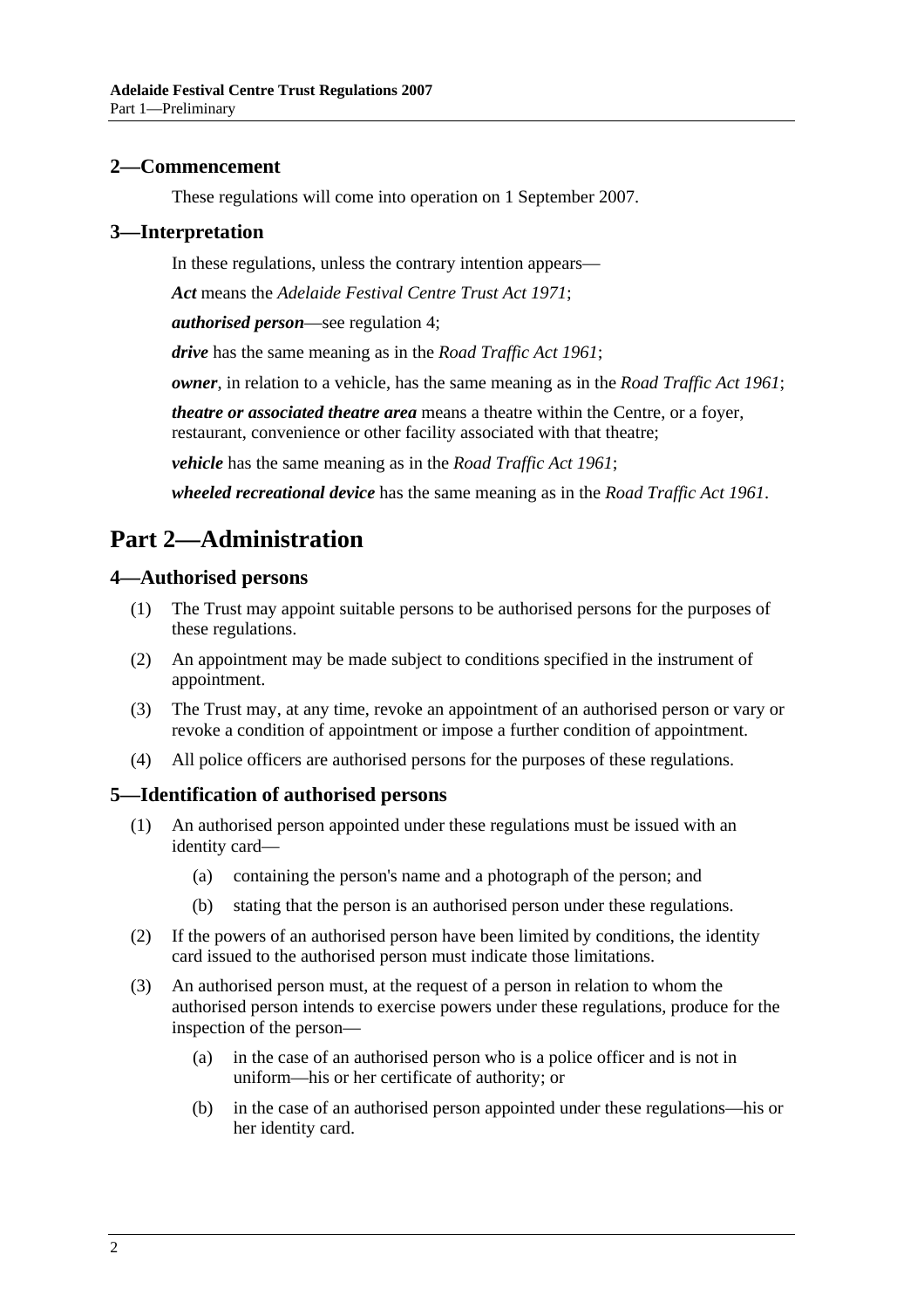### 2—Commencement

These regulations will come into operation on 1 September 2007.

### 3—Interpretation

In these regulations, unless the contrary intention appears—

***Act*** means the *Adelaide Festival Centre Trust Act 1971*;

***authorised person***—see regulation 4;

***drive*** has the same meaning as in the *Road Traffic Act 1961*;

***owner***, in relation to a vehicle, has the same meaning as in the *Road Traffic Act 1961*;

***theatre or associated theatre area*** means a theatre within the Centre, or a foyer, restaurant, convenience or other facility associated with that theatre;

***vehicle*** has the same meaning as in the *Road Traffic Act 1961*;

***wheeled recreational device*** has the same meaning as in the *Road Traffic Act 1961*.

## Part 2—Administration

### 4—Authorised persons

(1) The Trust may appoint suitable persons to be authorised persons for the purposes of these regulations.

(2) An appointment may be made subject to conditions specified in the instrument of appointment.

(3) The Trust may, at any time, revoke an appointment of an authorised person or vary or revoke a condition of appointment or impose a further condition of appointment.

(4) All police officers are authorised persons for the purposes of these regulations.

### 5—Identification of authorised persons

(1) An authorised person appointed under these regulations must be issued with an identity card—

(a) containing the person's name and a photograph of the person; and

(b) stating that the person is an authorised person under these regulations.

(2) If the powers of an authorised person have been limited by conditions, the identity card issued to the authorised person must indicate those limitations.

(3) An authorised person must, at the request of a person in relation to whom the authorised person intends to exercise powers under these regulations, produce for the inspection of the person—

(a) in the case of an authorised person who is a police officer and is not in uniform—his or her certificate of authority; or

(b) in the case of an authorised person appointed under these regulations—his or her identity card.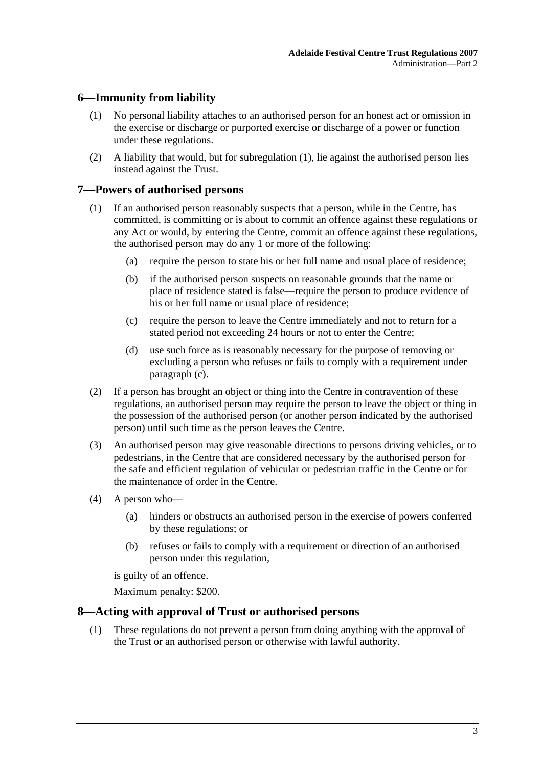## 6—Immunity from liability

(1) No personal liability attaches to an authorised person for an honest act or omission in the exercise or discharge or purported exercise or discharge of a power or function under these regulations.

(2) A liability that would, but for subregulation (1), lie against the authorised person lies instead against the Trust.

## 7—Powers of authorised persons

(1) If an authorised person reasonably suspects that a person, while in the Centre, has committed, is committing or is about to commit an offence against these regulations or any Act or would, by entering the Centre, commit an offence against these regulations, the authorised person may do any 1 or more of the following:

- (a) require the person to state his or her full name and usual place of residence;
- (b) if the authorised person suspects on reasonable grounds that the name or place of residence stated is false—require the person to produce evidence of his or her full name or usual place of residence;
- (c) require the person to leave the Centre immediately and not to return for a stated period not exceeding 24 hours or not to enter the Centre;
- (d) use such force as is reasonably necessary for the purpose of removing or excluding a person who refuses or fails to comply with a requirement under paragraph (c).

(2) If a person has brought an object or thing into the Centre in contravention of these regulations, an authorised person may require the person to leave the object or thing in the possession of the authorised person (or another person indicated by the authorised person) until such time as the person leaves the Centre.

(3) An authorised person may give reasonable directions to persons driving vehicles, or to pedestrians, in the Centre that are considered necessary by the authorised person for the safe and efficient regulation of vehicular or pedestrian traffic in the Centre or for the maintenance of order in the Centre.

(4) A person who—

- (a) hinders or obstructs an authorised person in the exercise of powers conferred by these regulations; or
- (b) refuses or fails to comply with a requirement or direction of an authorised person under this regulation,

is guilty of an offence.

Maximum penalty: $200.

## 8—Acting with approval of Trust or authorised persons

(1) These regulations do not prevent a person from doing anything with the approval of the Trust or an authorised person or otherwise with lawful authority.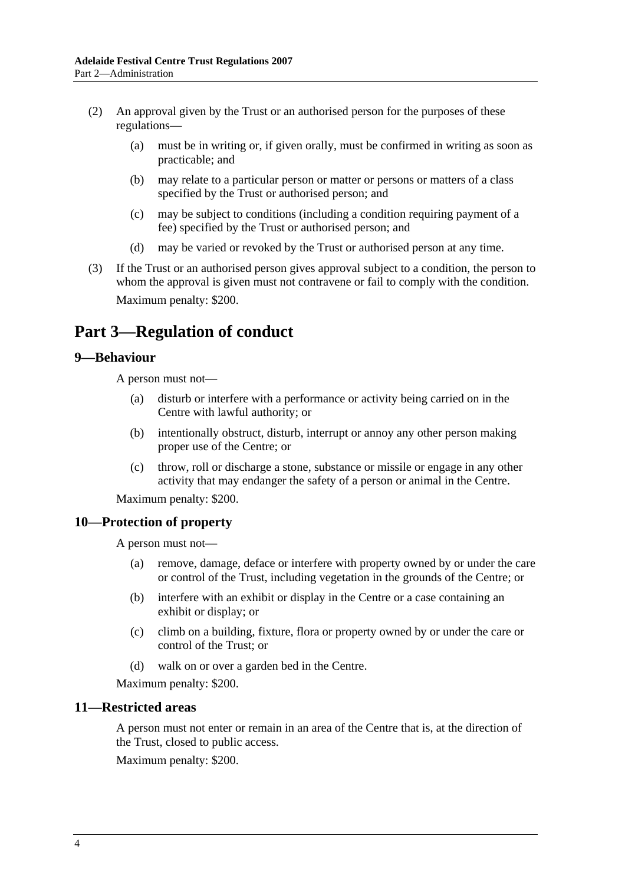(2) An approval given by the Trust or an authorised person for the purposes of these regulations—

(a) must be in writing or, if given orally, must be confirmed in writing as soon as practicable; and

(b) may relate to a particular person or matter or persons or matters of a class specified by the Trust or authorised person; and

(c) may be subject to conditions (including a condition requiring payment of a fee) specified by the Trust or authorised person; and

(d) may be varied or revoked by the Trust or authorised person at any time.

(3) If the Trust or an authorised person gives approval subject to a condition, the person to whom the approval is given must not contravene or fail to comply with the condition.

Maximum penalty: $200.

# Part 3—Regulation of conduct

## 9—Behaviour

A person must not—

(a) disturb or interfere with a performance or activity being carried on in the Centre with lawful authority; or

(b) intentionally obstruct, disturb, interrupt or annoy any other person making proper use of the Centre; or

(c) throw, roll or discharge a stone, substance or missile or engage in any other activity that may endanger the safety of a person or animal in the Centre.

Maximum penalty: $200.

## 10—Protection of property

A person must not—

(a) remove, damage, deface or interfere with property owned by or under the care or control of the Trust, including vegetation in the grounds of the Centre; or

(b) interfere with an exhibit or display in the Centre or a case containing an exhibit or display; or

(c) climb on a building, fixture, flora or property owned by or under the care or control of the Trust; or

(d) walk on or over a garden bed in the Centre.

Maximum penalty: $200.

## 11—Restricted areas

A person must not enter or remain in an area of the Centre that is, at the direction of the Trust, closed to public access.

Maximum penalty: $200.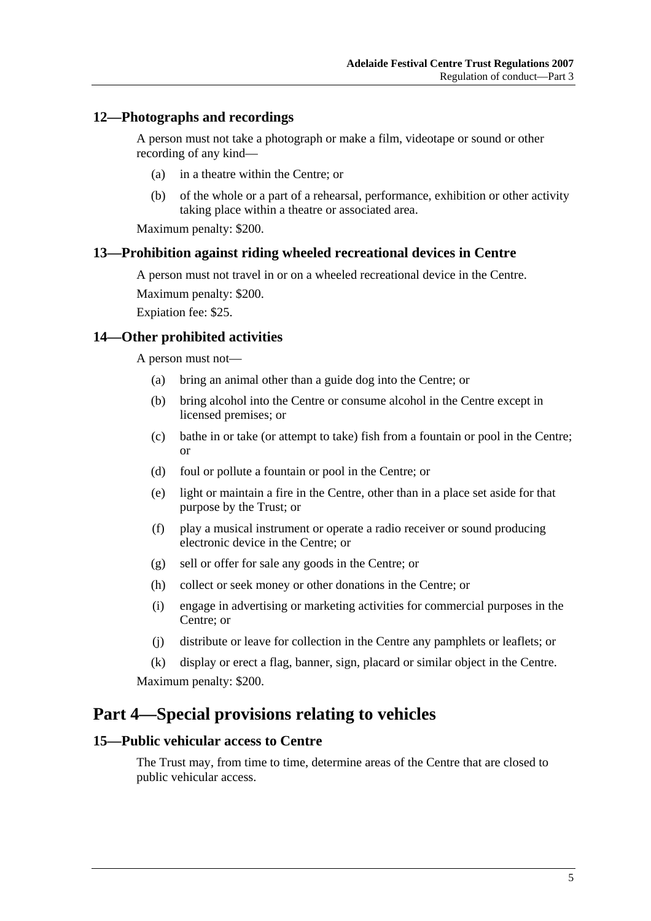### 12—Photographs and recordings

A person must not take a photograph or make a film, videotape or sound or other recording of any kind—

- (a) in a theatre within the Centre; or
- (b) of the whole or a part of a rehearsal, performance, exhibition or other activity taking place within a theatre or associated area.

Maximum penalty: $200.

### 13—Prohibition against riding wheeled recreational devices in Centre

A person must not travel in or on a wheeled recreational device in the Centre.

Maximum penalty: $200.

Expiation fee: $25.

### 14—Other prohibited activities

A person must not—

- (a) bring an animal other than a guide dog into the Centre; or
- (b) bring alcohol into the Centre or consume alcohol in the Centre except in licensed premises; or
- (c) bathe in or take (or attempt to take) fish from a fountain or pool in the Centre; or
- (d) foul or pollute a fountain or pool in the Centre; or
- (e) light or maintain a fire in the Centre, other than in a place set aside for that purpose by the Trust; or
- (f) play a musical instrument or operate a radio receiver or sound producing electronic device in the Centre; or
- (g) sell or offer for sale any goods in the Centre; or
- (h) collect or seek money or other donations in the Centre; or
- (i) engage in advertising or marketing activities for commercial purposes in the Centre; or
- (j) distribute or leave for collection in the Centre any pamphlets or leaflets; or
- (k) display or erect a flag, banner, sign, placard or similar object in the Centre.

Maximum penalty: $200.

## Part 4—Special provisions relating to vehicles

### 15—Public vehicular access to Centre

The Trust may, from time to time, determine areas of the Centre that are closed to public vehicular access.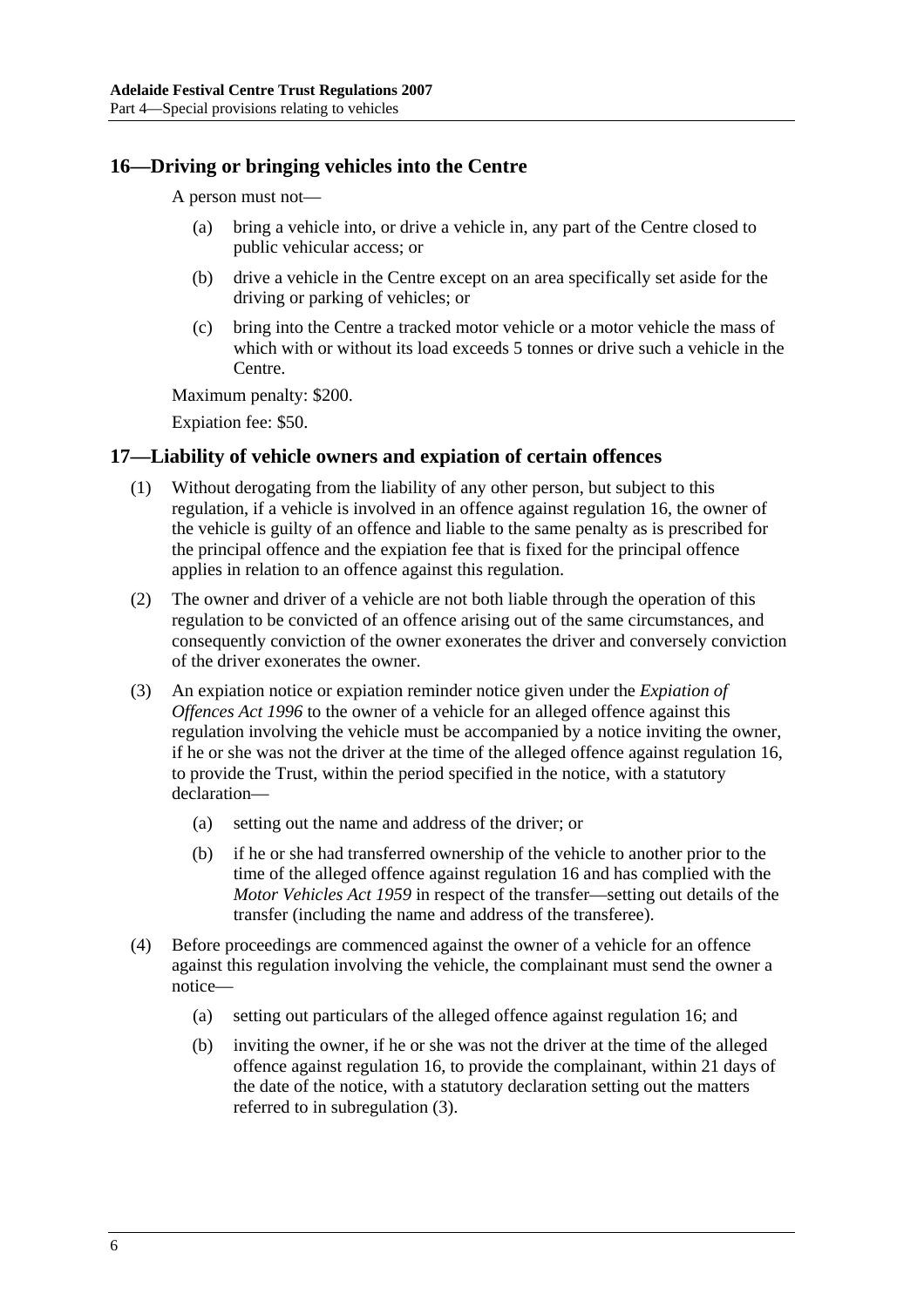## 16—Driving or bringing vehicles into the Centre

A person must not—

- (a) bring a vehicle into, or drive a vehicle in, any part of the Centre closed to public vehicular access; or
- (b) drive a vehicle in the Centre except on an area specifically set aside for the driving or parking of vehicles; or
- (c) bring into the Centre a tracked motor vehicle or a motor vehicle the mass of which with or without its load exceeds 5 tonnes or drive such a vehicle in the Centre.

Maximum penalty: $200.

Expiation fee: $50.

## 17—Liability of vehicle owners and expiation of certain offences

(1) Without derogating from the liability of any other person, but subject to this regulation, if a vehicle is involved in an offence against regulation 16, the owner of the vehicle is guilty of an offence and liable to the same penalty as is prescribed for the principal offence and the expiation fee that is fixed for the principal offence applies in relation to an offence against this regulation.

(2) The owner and driver of a vehicle are not both liable through the operation of this regulation to be convicted of an offence arising out of the same circumstances, and consequently conviction of the owner exonerates the driver and conversely conviction of the driver exonerates the owner.

(3) An expiation notice or expiation reminder notice given under the *Expiation of Offences Act 1996* to the owner of a vehicle for an alleged offence against this regulation involving the vehicle must be accompanied by a notice inviting the owner, if he or she was not the driver at the time of the alleged offence against regulation 16, to provide the Trust, within the period specified in the notice, with a statutory declaration—

- (a) setting out the name and address of the driver; or
- (b) if he or she had transferred ownership of the vehicle to another prior to the time of the alleged offence against regulation 16 and has complied with the *Motor Vehicles Act 1959* in respect of the transfer—setting out details of the transfer (including the name and address of the transferee).

(4) Before proceedings are commenced against the owner of a vehicle for an offence against this regulation involving the vehicle, the complainant must send the owner a notice—

- (a) setting out particulars of the alleged offence against regulation 16; and
- (b) inviting the owner, if he or she was not the driver at the time of the alleged offence against regulation 16, to provide the complainant, within 21 days of the date of the notice, with a statutory declaration setting out the matters referred to in subregulation (3).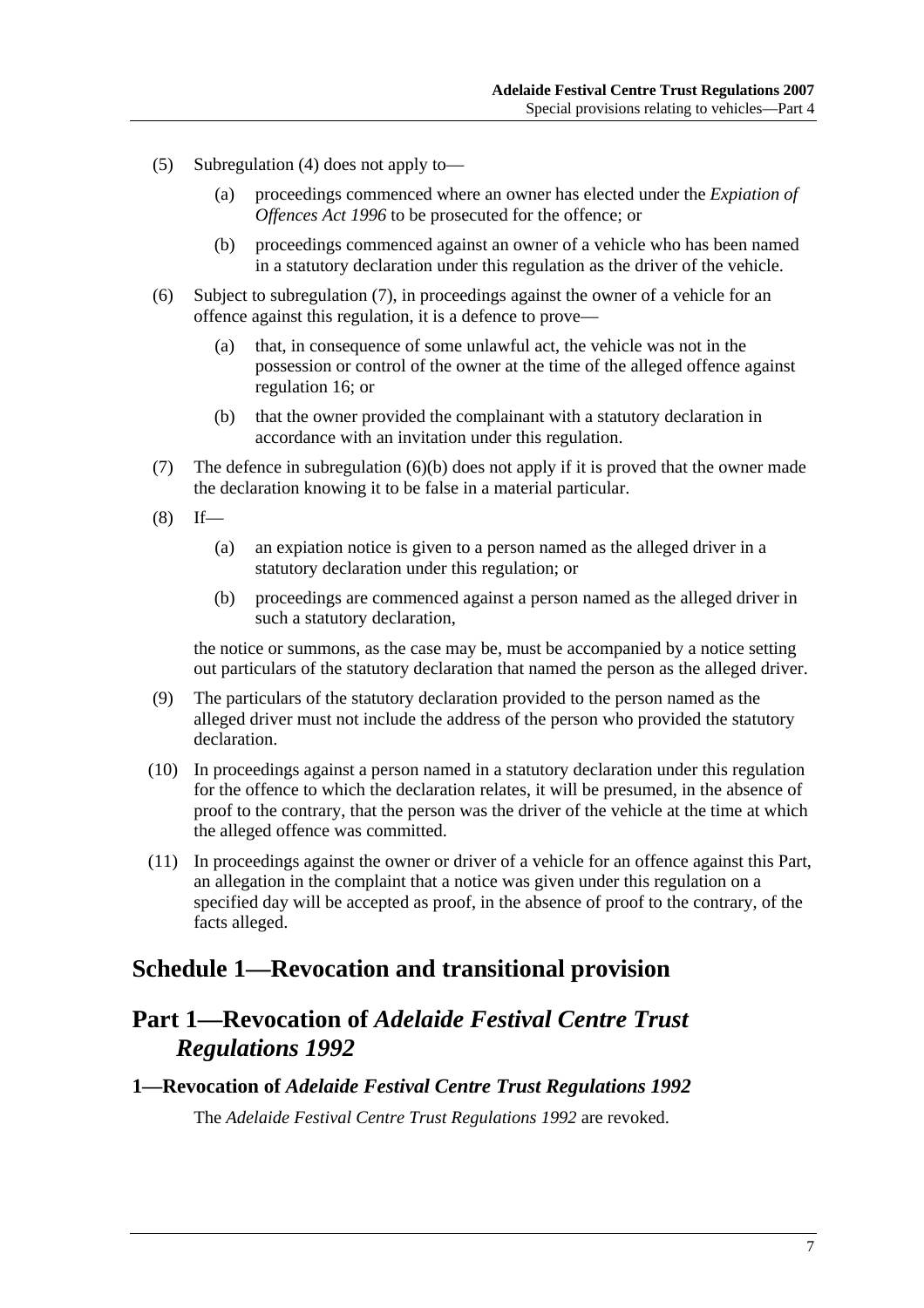(5) Subregulation (4) does not apply to—

(a) proceedings commenced where an owner has elected under the *Expiation of Offences Act 1996* to be prosecuted for the offence; or

(b) proceedings commenced against an owner of a vehicle who has been named in a statutory declaration under this regulation as the driver of the vehicle.

(6) Subject to subregulation (7), in proceedings against the owner of a vehicle for an offence against this regulation, it is a defence to prove—

(a) that, in consequence of some unlawful act, the vehicle was not in the possession or control of the owner at the time of the alleged offence against regulation 16; or

(b) that the owner provided the complainant with a statutory declaration in accordance with an invitation under this regulation.

(7) The defence in subregulation (6)(b) does not apply if it is proved that the owner made the declaration knowing it to be false in a material particular.

(8) If—

(a) an expiation notice is given to a person named as the alleged driver in a statutory declaration under this regulation; or

(b) proceedings are commenced against a person named as the alleged driver in such a statutory declaration,

the notice or summons, as the case may be, must be accompanied by a notice setting out particulars of the statutory declaration that named the person as the alleged driver.

(9) The particulars of the statutory declaration provided to the person named as the alleged driver must not include the address of the person who provided the statutory declaration.

(10) In proceedings against a person named in a statutory declaration under this regulation for the offence to which the declaration relates, it will be presumed, in the absence of proof to the contrary, that the person was the driver of the vehicle at the time at which the alleged offence was committed.

(11) In proceedings against the owner or driver of a vehicle for an offence against this Part, an allegation in the complaint that a notice was given under this regulation on a specified day will be accepted as proof, in the absence of proof to the contrary, of the facts alleged.

# Schedule 1—Revocation and transitional provision

## Part 1—Revocation of *Adelaide Festival Centre Trust Regulations 1992*

### 1—Revocation of *Adelaide Festival Centre Trust Regulations 1992*

The *Adelaide Festival Centre Trust Regulations 1992* are revoked.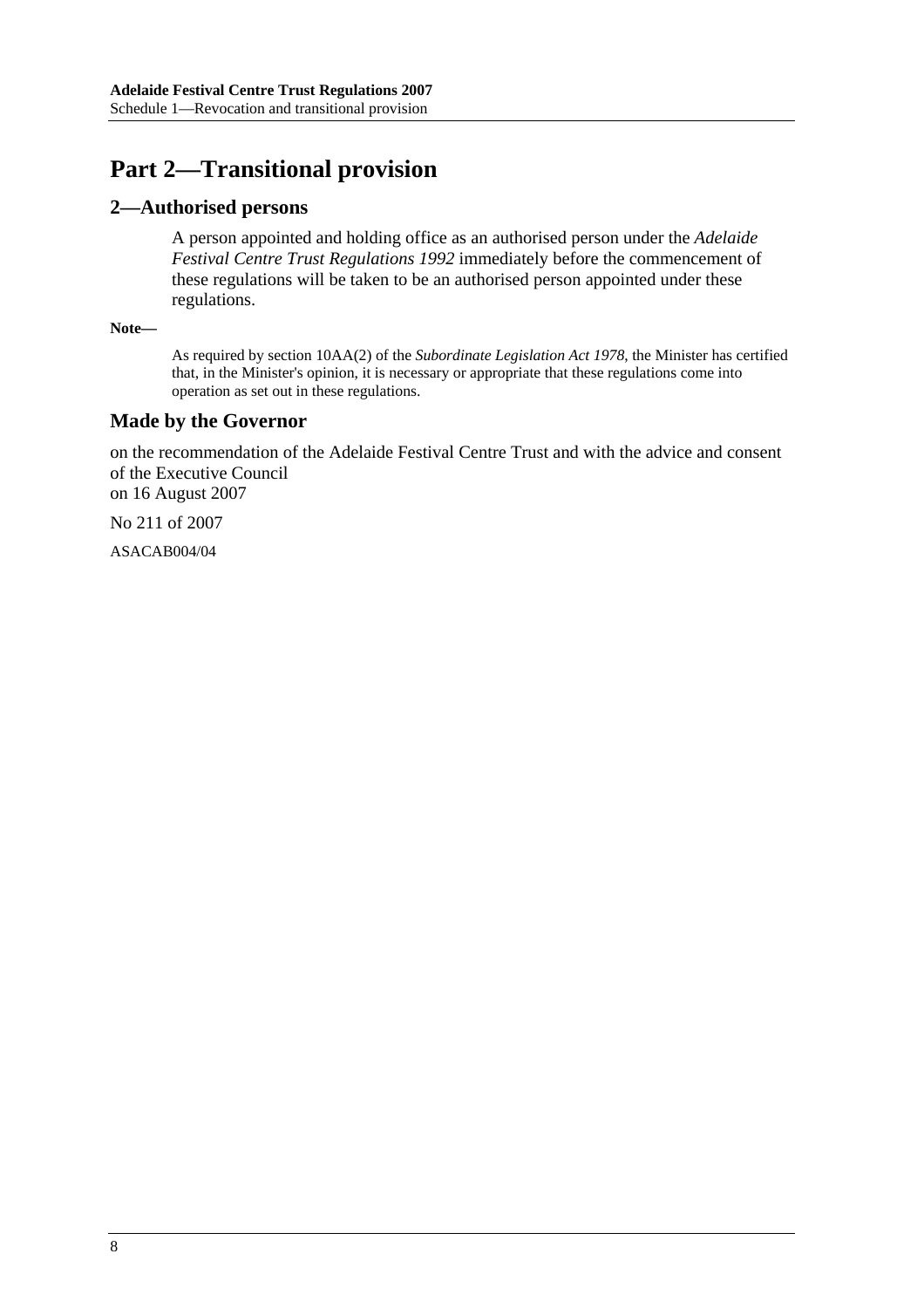# Part 2—Transitional provision

## 2—Authorised persons

A person appointed and holding office as an authorised person under the *Adelaide Festival Centre Trust Regulations 1992* immediately before the commencement of these regulations will be taken to be an authorised person appointed under these regulations.

**Note—**

As required by section 10AA(2) of the *Subordinate Legislation Act 1978*, the Minister has certified that, in the Minister's opinion, it is necessary or appropriate that these regulations come into operation as set out in these regulations.

## Made by the Governor

on the recommendation of the Adelaide Festival Centre Trust and with the advice and consent of the Executive Council
on 16 August 2007

No 211 of 2007

ASACAB004/04